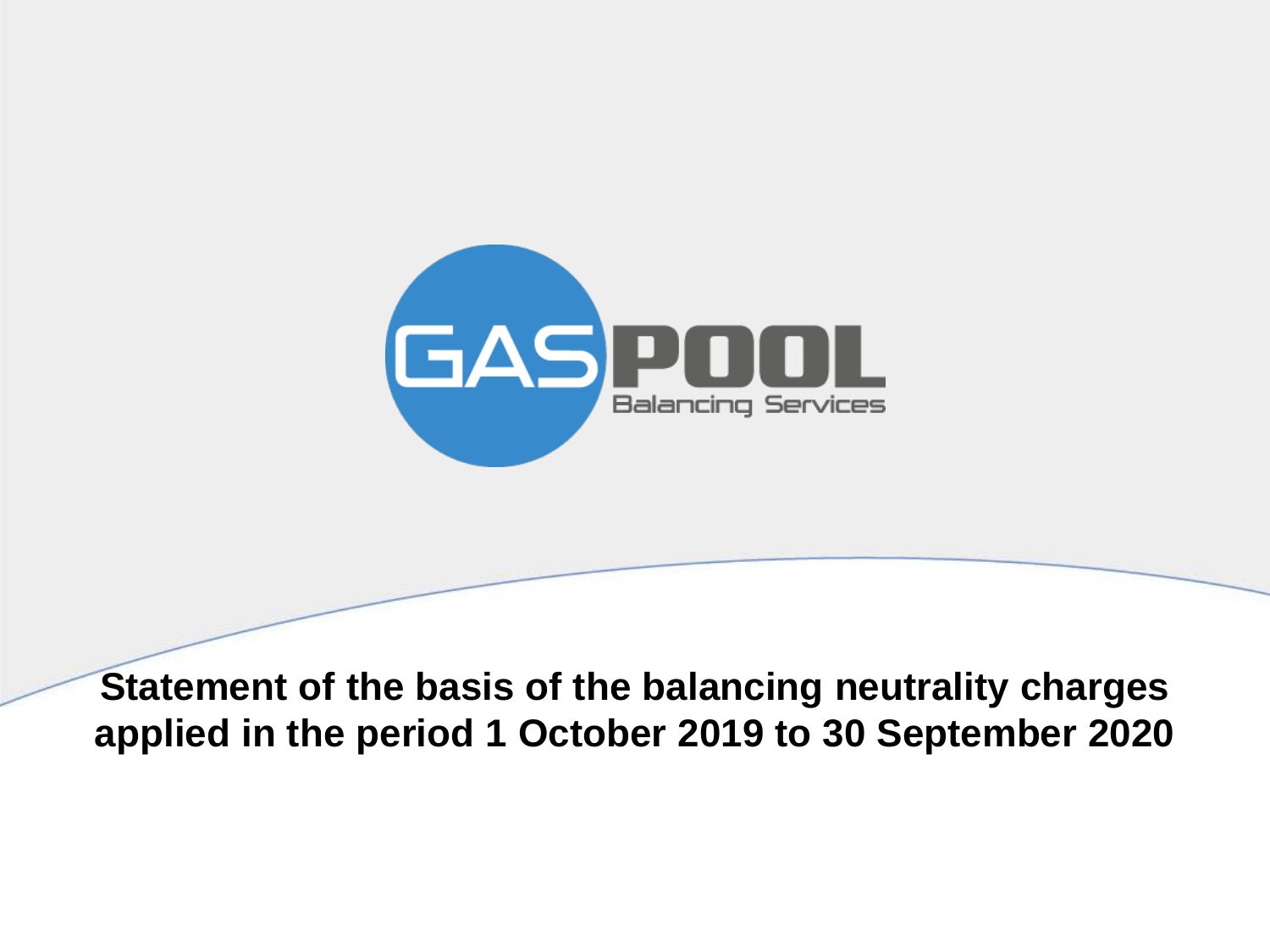GASPOOL

Balancing Services

# Statement of the basis of the balancing neutrality charges applied in the period 1 October 2019 to 30 September 2020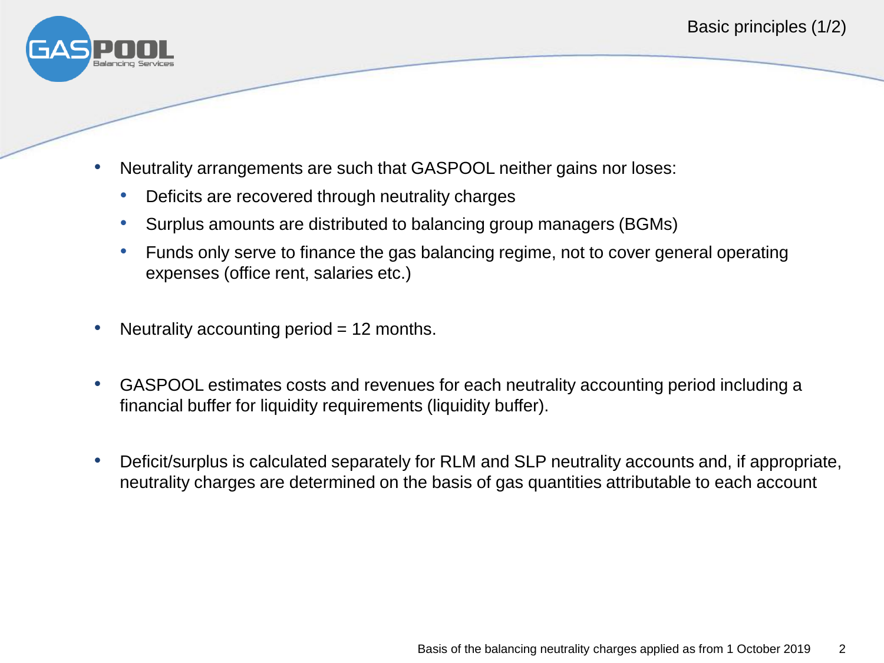## Basic principles (1/2)

- Neutrality arrangements are such that GASPOOL neither gains nor loses:
  - Deficits are recovered through neutrality charges
  - Surplus amounts are distributed to balancing group managers (BGMs)
  - Funds only serve to finance the gas balancing regime, not to cover general operating expenses (office rent, salaries etc.)

- Neutrality accounting period = 12 months.

- GASPOOL estimates costs and revenues for each neutrality accounting period including a financial buffer for liquidity requirements (liquidity buffer).

- Deficit/surplus is calculated separately for RLM and SLP neutrality accounts and, if appropriate, neutrality charges are determined on the basis of gas quantities attributable to each account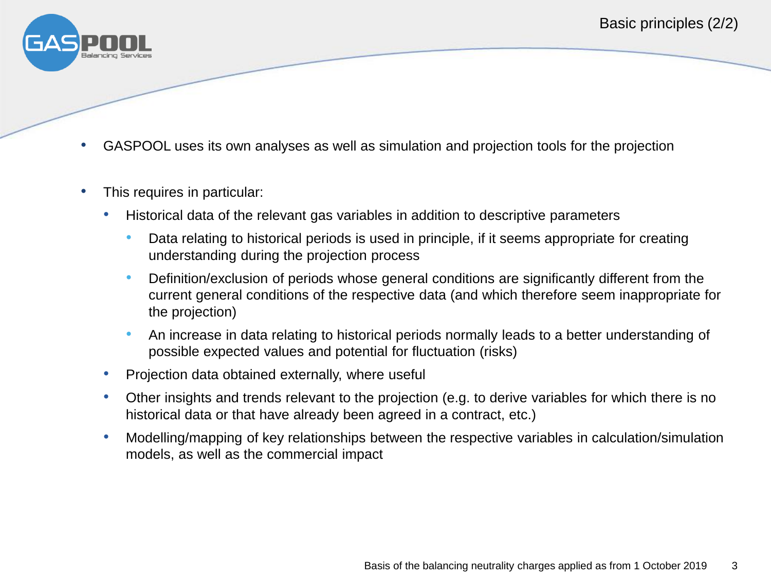## Basic principles (2/2)

- GASPOOL uses its own analyses as well as simulation and projection tools for the projection

- This requires in particular:
  - Historical data of the relevant gas variables in addition to descriptive parameters
    - Data relating to historical periods is used in principle, if it seems appropriate for creating understanding during the projection process
    - Definition/exclusion of periods whose general conditions are significantly different from the current general conditions of the respective data (and which therefore seem inappropriate for the projection)
    - An increase in data relating to historical periods normally leads to a better understanding of possible expected values and potential for fluctuation (risks)
  - Projection data obtained externally, where useful
  - Other insights and trends relevant to the projection (e.g. to derive variables for which there is no historical data or that have already been agreed in a contract, etc.)
  - Modelling/mapping of key relationships between the respective variables in calculation/simulation models, as well as the commercial impact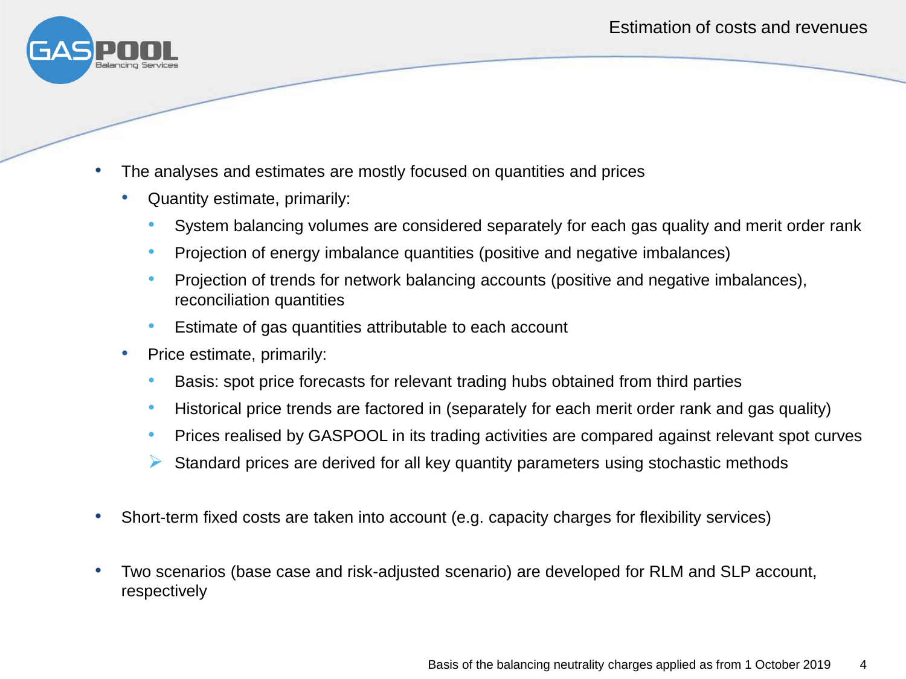# Estimation of costs and revenues

- The analyses and estimates are mostly focused on quantities and prices
  - Quantity estimate, primarily:
    - System balancing volumes are considered separately for each gas quality and merit order rank
    - Projection of energy imbalance quantities (positive and negative imbalances)
    - Projection of trends for network balancing accounts (positive and negative imbalances), reconciliation quantities
    - Estimate of gas quantities attributable to each account
  - Price estimate, primarily:
    - Basis: spot price forecasts for relevant trading hubs obtained from third parties
    - Historical price trends are factored in (separately for each merit order rank and gas quality)
    - Prices realised by GASPOOL in its trading activities are compared against relevant spot curves
    - ➢ Standard prices are derived for all key quantity parameters using stochastic methods

- Short-term fixed costs are taken into account (e.g. capacity charges for flexibility services)

- Two scenarios (base case and risk-adjusted scenario) are developed for RLM and SLP account, respectively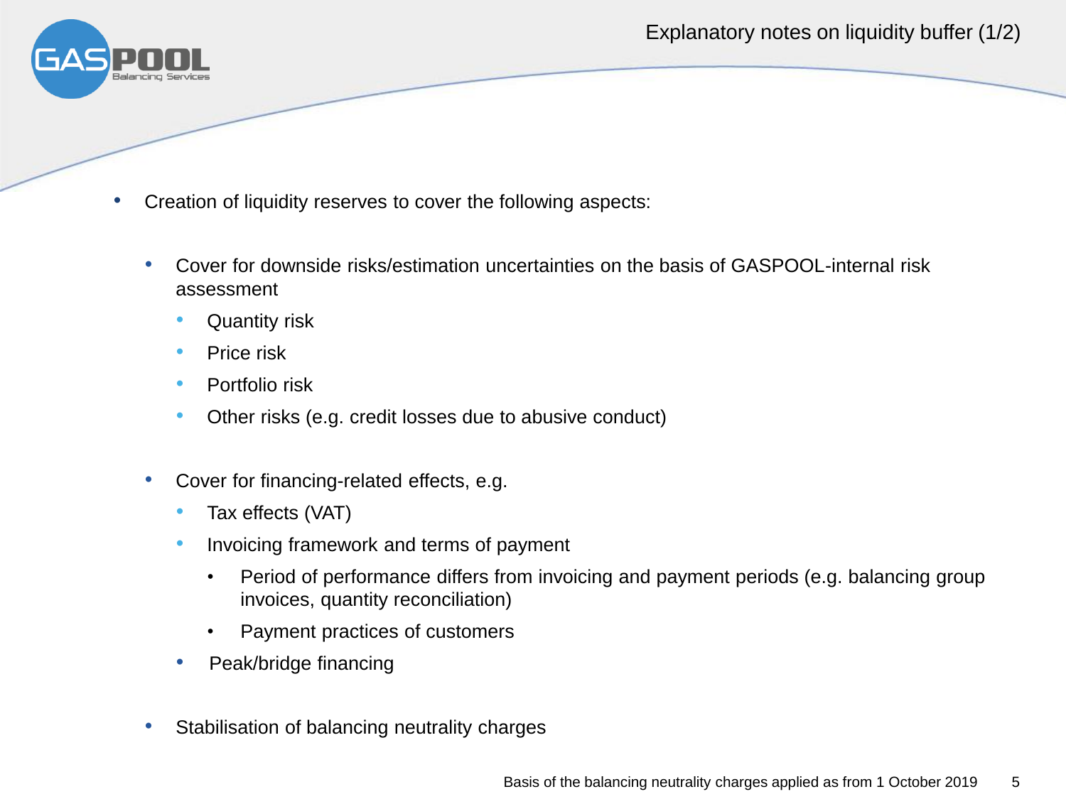# Explanatory notes on liquidity buffer (1/2)

- Creation of liquidity reserves to cover the following aspects:
  - Cover for downside risks/estimation uncertainties on the basis of GASPOOL-internal risk assessment
    - Quantity risk
    - Price risk
    - Portfolio risk
    - Other risks (e.g. credit losses due to abusive conduct)
  - Cover for financing-related effects, e.g.
    - Tax effects (VAT)
    - Invoicing framework and terms of payment
      - Period of performance differs from invoicing and payment periods (e.g. balancing group invoices, quantity reconciliation)
      - Payment practices of customers
    - Peak/bridge financing
  - Stabilisation of balancing neutrality charges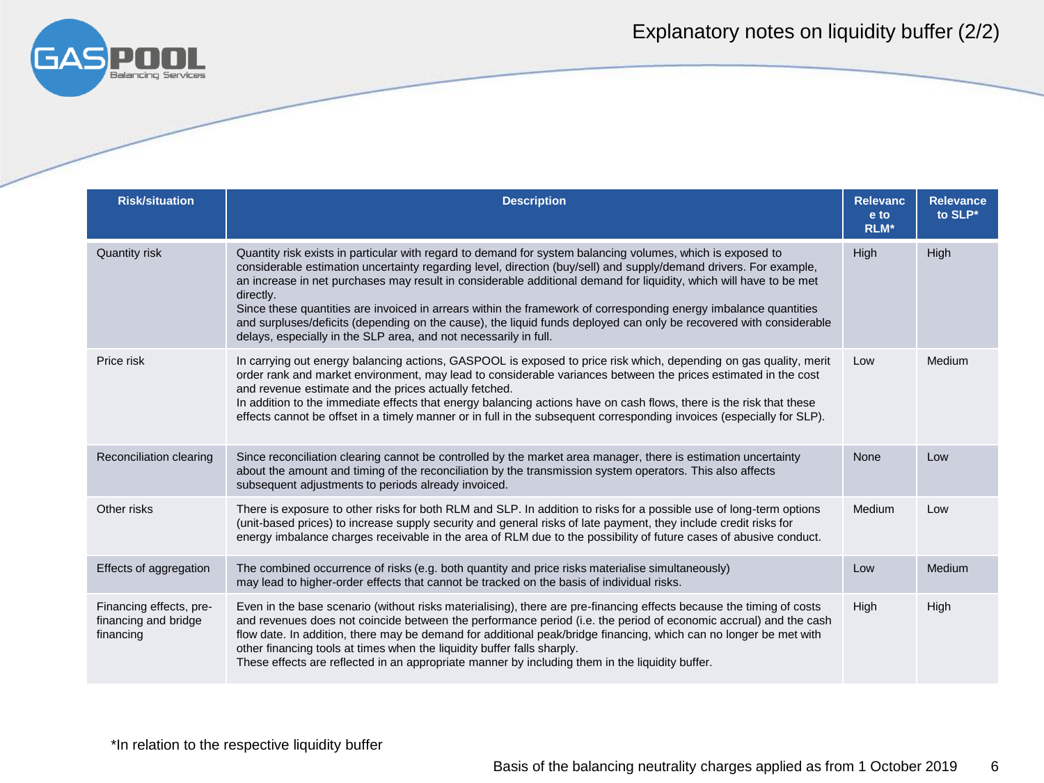# Explanatory notes on liquidity buffer (2/2)

| Risk/situation | Description | Relevance to RLM* | Relevance to SLP* |
|---|---|---|---|
| Quantity risk | Quantity risk exists in particular with regard to demand for system balancing volumes, which is exposed to considerable estimation uncertainty regarding level, direction (buy/sell) and supply/demand drivers. For example, an increase in net purchases may result in considerable additional demand for liquidity, which will have to be met directly.<br>Since these quantities are invoiced in arrears within the framework of corresponding energy imbalance quantities and surpluses/deficits (depending on the cause), the liquid funds deployed can only be recovered with considerable delays, especially in the SLP area, and not necessarily in full. | High | High |
| Price risk | In carrying out energy balancing actions, GASPOOL is exposed to price risk which, depending on gas quality, merit order rank and market environment, may lead to considerable variances between the prices estimated in the cost and revenue estimate and the prices actually fetched.<br>In addition to the immediate effects that energy balancing actions have on cash flows, there is the risk that these effects cannot be offset in a timely manner or in full in the subsequent corresponding invoices (especially for SLP). | Low | Medium |
| Reconciliation clearing | Since reconciliation clearing cannot be controlled by the market area manager, there is estimation uncertainty about the amount and timing of the reconciliation by the transmission system operators. This also affects subsequent adjustments to periods already invoiced. | None | Low |
| Other risks | There is exposure to other risks for both RLM and SLP. In addition to risks for a possible use of long-term options (unit-based prices) to increase supply security and general risks of late payment, they include credit risks for energy imbalance charges receivable in the area of RLM due to the possibility of future cases of abusive conduct. | Medium | Low |
| Effects of aggregation | The combined occurrence of risks (e.g. both quantity and price risks materialise simultaneously) may lead to higher-order effects that cannot be tracked on the basis of individual risks. | Low | Medium |
| Financing effects, pre-financing and bridge financing | Even in the base scenario (without risks materialising), there are pre-financing effects because the timing of costs and revenues does not coincide between the performance period (i.e. the period of economic accrual) and the cash flow date. In addition, there may be demand for additional peak/bridge financing, which can no longer be met with other financing tools at times when the liquidity buffer falls sharply.<br>These effects are reflected in an appropriate manner by including them in the liquidity buffer. | High | High |

*In relation to the respective liquidity buffer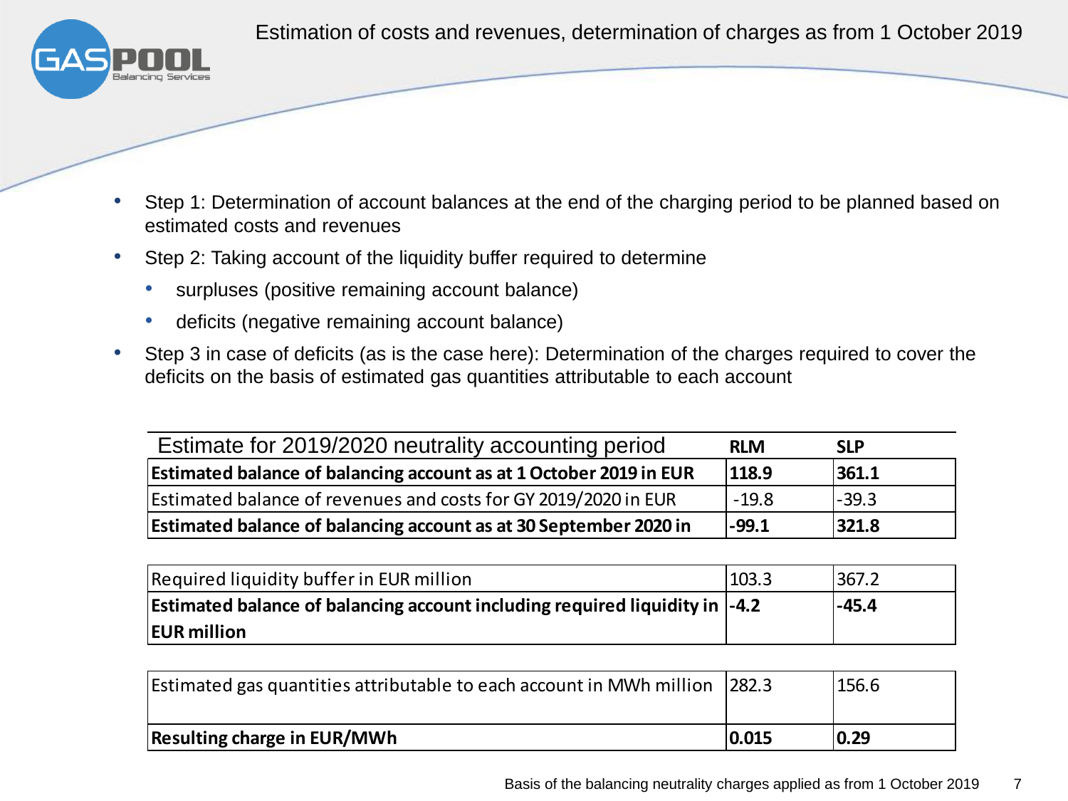# Estimation of costs and revenues, determination of charges as from 1 October 2019

- Step 1: Determination of account balances at the end of the charging period to be planned based on estimated costs and revenues
- Step 2: Taking account of the liquidity buffer required to determine
  - surpluses (positive remaining account balance)
  - deficits (negative remaining account balance)
- Step 3 in case of deficits (as is the case here): Determination of the charges required to cover the deficits on the basis of estimated gas quantities attributable to each account

| Estimate for 2019/2020 neutrality accounting period | RLM | SLP |
|---|---|---|
| **Estimated balance of balancing account as at 1 October 2019 in EUR** | **118.9** | **361.1** |
| Estimated balance of revenues and costs for GY 2019/2020 in EUR | -19.8 | -39.3 |
| **Estimated balance of balancing account as at 30 September 2020 in** | **-99.1** | **321.8** |
| Required liquidity buffer in EUR million | 103.3 | 367.2 |
| **Estimated balance of balancing account including required liquidity in EUR million** | **-4.2** | **-45.4** |
| Estimated gas quantities attributable to each account in MWh million | 282.3 | 156.6 |
| **Resulting charge in EUR/MWh** | **0.015** | **0.29** |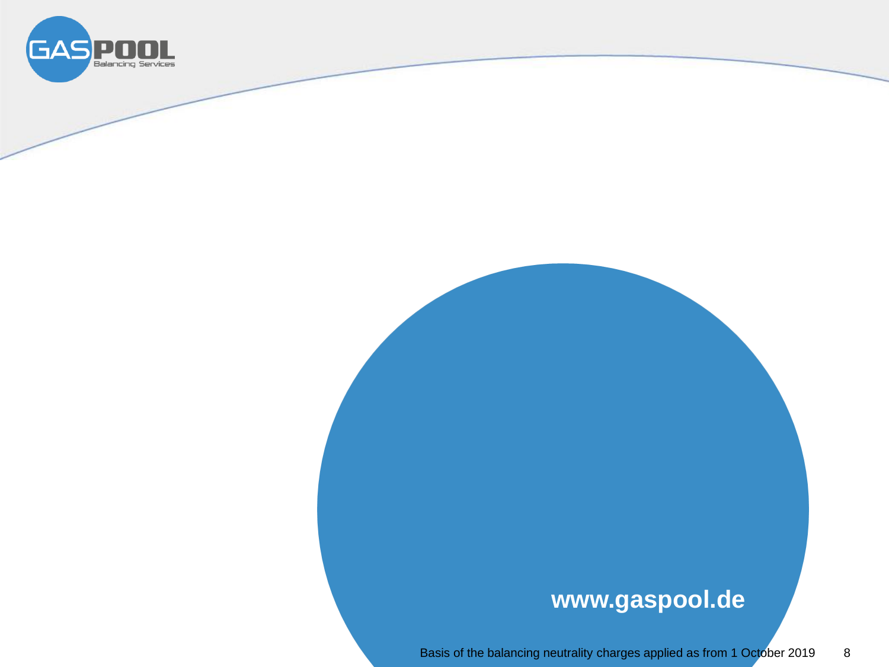**www.gaspool.de**